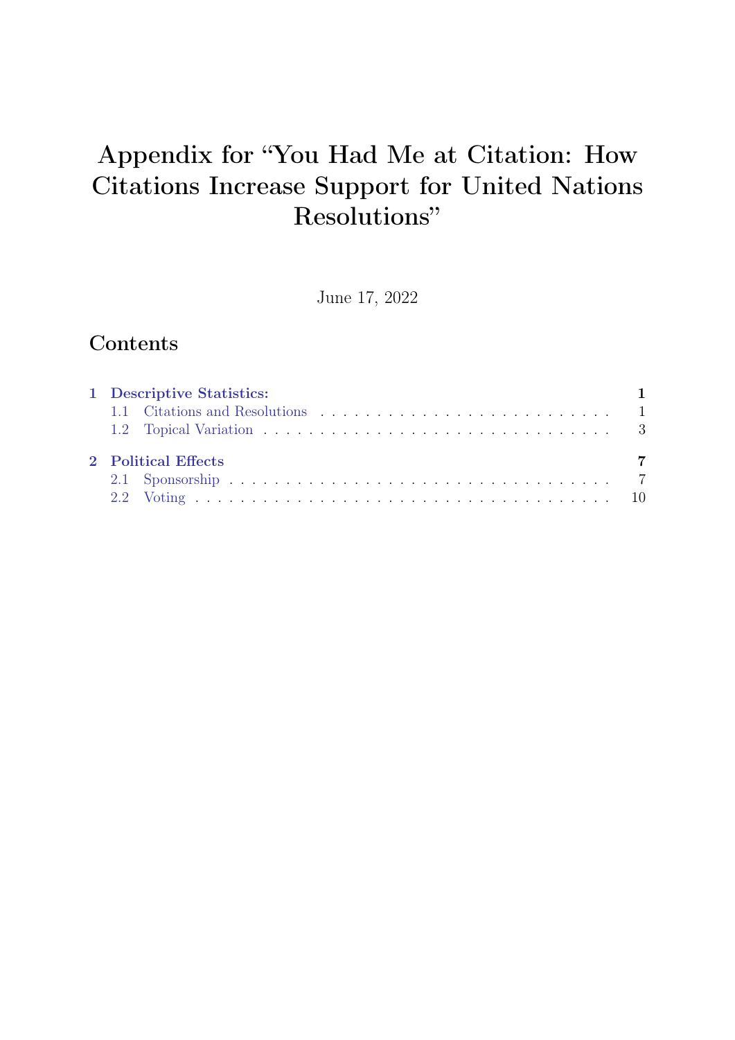# Appendix for "You Had Me at Citation: How Citations Increase Support for United Nations Resolutions"

June 17, 2022

## Contents

- 1 Descriptive Statistics: 1
  - 1.1 Citations and Resolutions 1
  - 1.2 Topical Variation 3
- 2 Political Effects 7
  - 2.1 Sponsorship 7
  - 2.2 Voting 10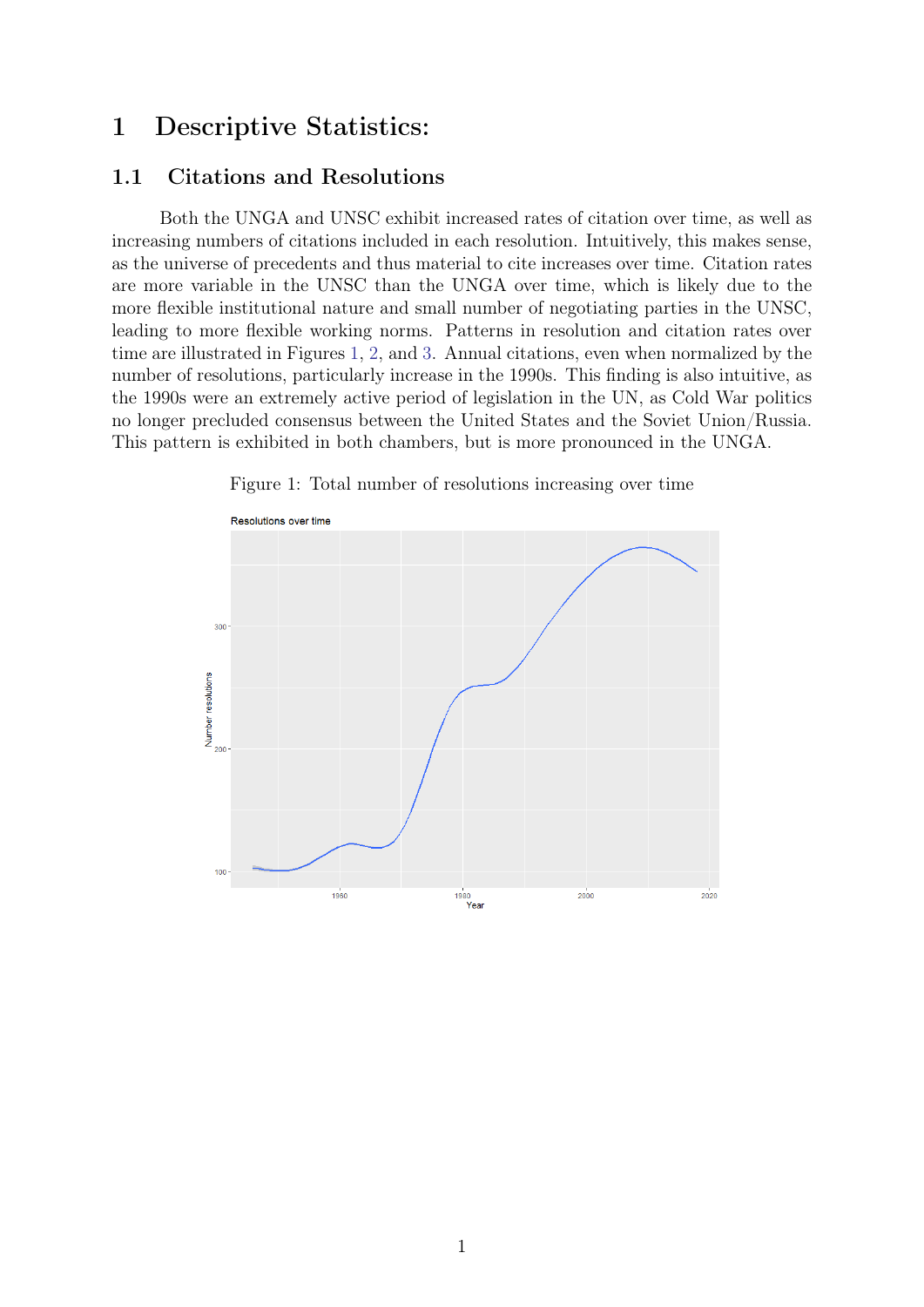# 1 Descriptive Statistics:

## 1.1 Citations and Resolutions

Both the UNGA and UNSC exhibit increased rates of citation over time, as well as increasing numbers of citations included in each resolution. Intuitively, this makes sense, as the universe of precedents and thus material to cite increases over time. Citation rates are more variable in the UNSC than the UNGA over time, which is likely due to the more flexible institutional nature and small number of negotiating parties in the UNSC, leading to more flexible working norms. Patterns in resolution and citation rates over time are illustrated in Figures 1, 2, and 3. Annual citations, even when normalized by the number of resolutions, particularly increase in the 1990s. This finding is also intuitive, as the 1990s were an extremely active period of legislation in the UN, as Cold War politics no longer precluded consensus between the United States and the Soviet Union/Russia. This pattern is exhibited in both chambers, but is more pronounced in the UNGA.

Figure 1: Total number of resolutions increasing over time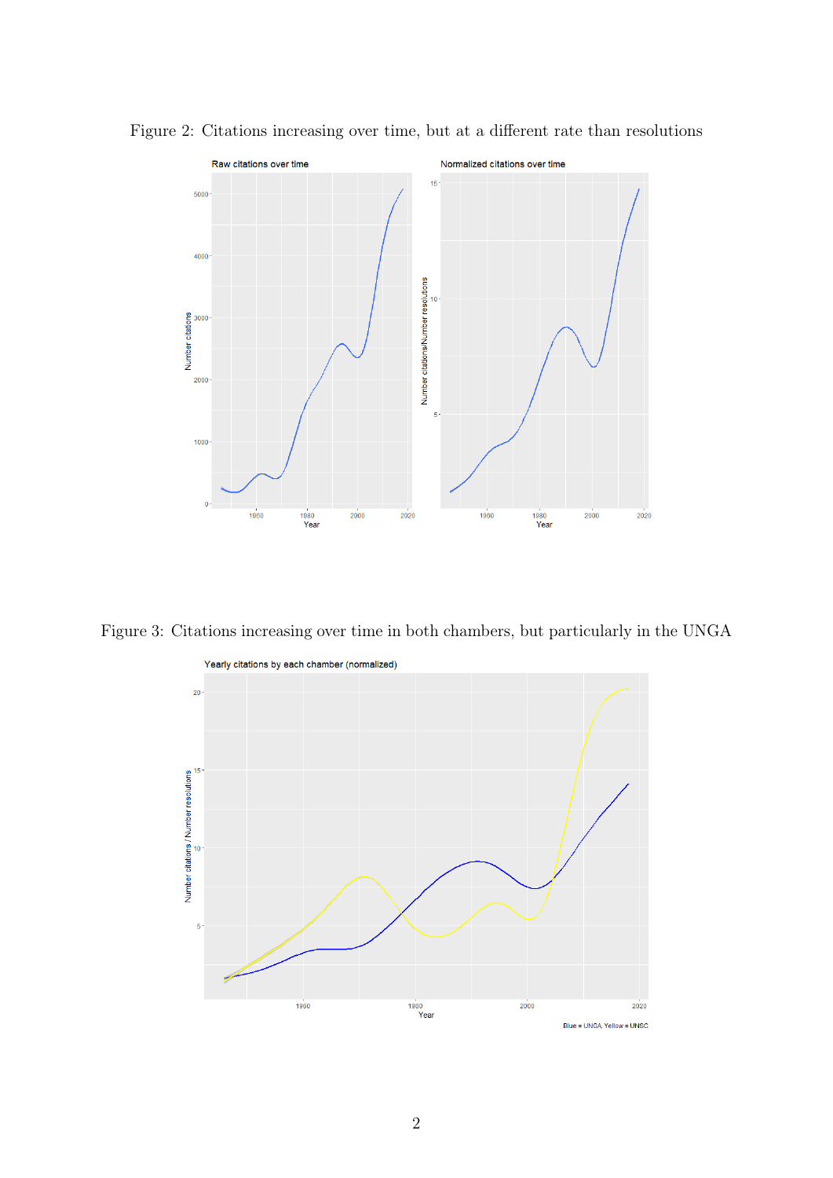Figure 2: Citations increasing over time, but at a different rate than resolutions

Figure 3: Citations increasing over time in both chambers, but particularly in the UNGA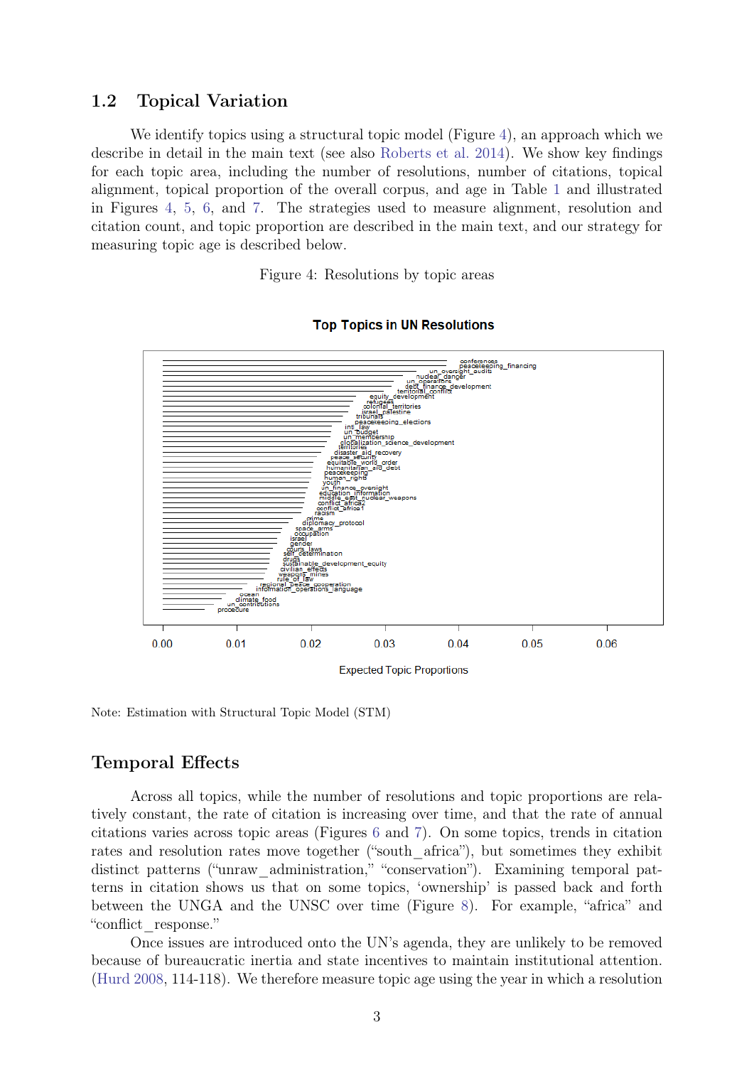## 1.2 Topical Variation

We identify topics using a structural topic model (Figure 4), an approach which we describe in detail in the main text (see also Roberts et al. 2014). We show key findings for each topic area, including the number of resolutions, number of citations, topical alignment, topical proportion of the overall corpus, and age in Table 1 and illustrated in Figures 4, 5, 6, and 7. The strategies used to measure alignment, resolution and citation count, and topic proportion are described in the main text, and our strategy for measuring topic age is described below.

Figure 4: Resolutions by topic areas

Note: Estimation with Structural Topic Model (STM)

## Temporal Effects

Across all topics, while the number of resolutions and topic proportions are relatively constant, the rate of citation is increasing over time, and that the rate of annual citations varies across topic areas (Figures 6 and 7). On some topics, trends in citation rates and resolution rates move together ("south_africa"), but sometimes they exhibit distinct patterns ("unraw_administration," "conservation"). Examining temporal patterns in citation shows us that on some topics, 'ownership' is passed back and forth between the UNGA and the UNSC over time (Figure 8). For example, "africa" and "conflict_response."

Once issues are introduced onto the UN's agenda, they are unlikely to be removed because of bureaucratic inertia and state incentives to maintain institutional attention. (Hurd 2008, 114-118). We therefore measure topic age using the year in which a resolution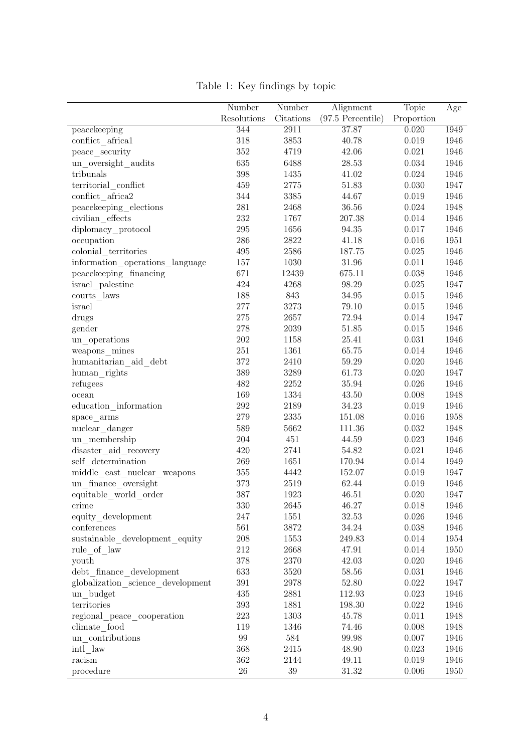Table 1: Key findings by topic

| | Number Resolutions | Number Citations | Alignment (97.5 Percentile) | Topic Proportion | Age |
|---|---|---|---|---|---|
| peacekeeping | 344 | 2911 | 37.87 | 0.020 | 1949 |
| conflict_africa1 | 318 | 3853 | 40.78 | 0.019 | 1946 |
| peace_security | 352 | 4719 | 42.06 | 0.021 | 1946 |
| un_oversight_audits | 635 | 6488 | 28.53 | 0.034 | 1946 |
| tribunals | 398 | 1435 | 41.02 | 0.024 | 1946 |
| territorial_conflict | 459 | 2775 | 51.83 | 0.030 | 1947 |
| conflict_africa2 | 344 | 3385 | 44.67 | 0.019 | 1946 |
| peacekeeping_elections | 281 | 2468 | 36.56 | 0.024 | 1948 |
| civilian_effects | 232 | 1767 | 207.38 | 0.014 | 1946 |
| diplomacy_protocol | 295 | 1656 | 94.35 | 0.017 | 1946 |
| occupation | 286 | 2822 | 41.18 | 0.016 | 1951 |
| colonial_territories | 495 | 2586 | 187.75 | 0.025 | 1946 |
| information_operations_language | 157 | 1030 | 31.96 | 0.011 | 1946 |
| peacekeeping_financing | 671 | 12439 | 675.11 | 0.038 | 1946 |
| israel_palestine | 424 | 4268 | 98.29 | 0.025 | 1947 |
| courts_laws | 188 | 843 | 34.95 | 0.015 | 1946 |
| israel | 277 | 3273 | 79.10 | 0.015 | 1946 |
| drugs | 275 | 2657 | 72.94 | 0.014 | 1947 |
| gender | 278 | 2039 | 51.85 | 0.015 | 1946 |
| un_operations | 202 | 1158 | 25.41 | 0.031 | 1946 |
| weapons_mines | 251 | 1361 | 65.75 | 0.014 | 1946 |
| humanitarian_aid_debt | 372 | 2410 | 59.29 | 0.020 | 1946 |
| human_rights | 389 | 3289 | 61.73 | 0.020 | 1947 |
| refugees | 482 | 2252 | 35.94 | 0.026 | 1946 |
| ocean | 169 | 1334 | 43.50 | 0.008 | 1948 |
| education_information | 292 | 2189 | 34.23 | 0.019 | 1946 |
| space_arms | 279 | 2335 | 151.08 | 0.016 | 1958 |
| nuclear_danger | 589 | 5662 | 111.36 | 0.032 | 1948 |
| un_membership | 204 | 451 | 44.59 | 0.023 | 1946 |
| disaster_aid_recovery | 420 | 2741 | 54.82 | 0.021 | 1946 |
| self_determination | 269 | 1651 | 170.94 | 0.014 | 1949 |
| middle_east_nuclear_weapons | 355 | 4442 | 152.07 | 0.019 | 1947 |
| un_finance_oversight | 373 | 2519 | 62.44 | 0.019 | 1946 |
| equitable_world_order | 387 | 1923 | 46.51 | 0.020 | 1947 |
| crime | 330 | 2645 | 46.27 | 0.018 | 1946 |
| equity_development | 247 | 1551 | 32.53 | 0.026 | 1946 |
| conferences | 561 | 3872 | 34.24 | 0.038 | 1946 |
| sustainable_development_equity | 208 | 1553 | 249.83 | 0.014 | 1954 |
| rule_of_law | 212 | 2668 | 47.91 | 0.014 | 1950 |
| youth | 378 | 2370 | 42.03 | 0.020 | 1946 |
| debt_finance_development | 633 | 3520 | 58.56 | 0.031 | 1946 |
| globalization_science_development | 391 | 2978 | 52.80 | 0.022 | 1947 |
| un_budget | 435 | 2881 | 112.93 | 0.023 | 1946 |
| territories | 393 | 1881 | 198.30 | 0.022 | 1946 |
| regional_peace_cooperation | 223 | 1303 | 45.78 | 0.011 | 1948 |
| climate_food | 119 | 1346 | 74.46 | 0.008 | 1948 |
| un_contributions | 99 | 584 | 99.98 | 0.007 | 1946 |
| intl_law | 368 | 2415 | 48.90 | 0.023 | 1946 |
| racism | 362 | 2144 | 49.11 | 0.019 | 1946 |
| procedure | 26 | 39 | 31.32 | 0.006 | 1950 |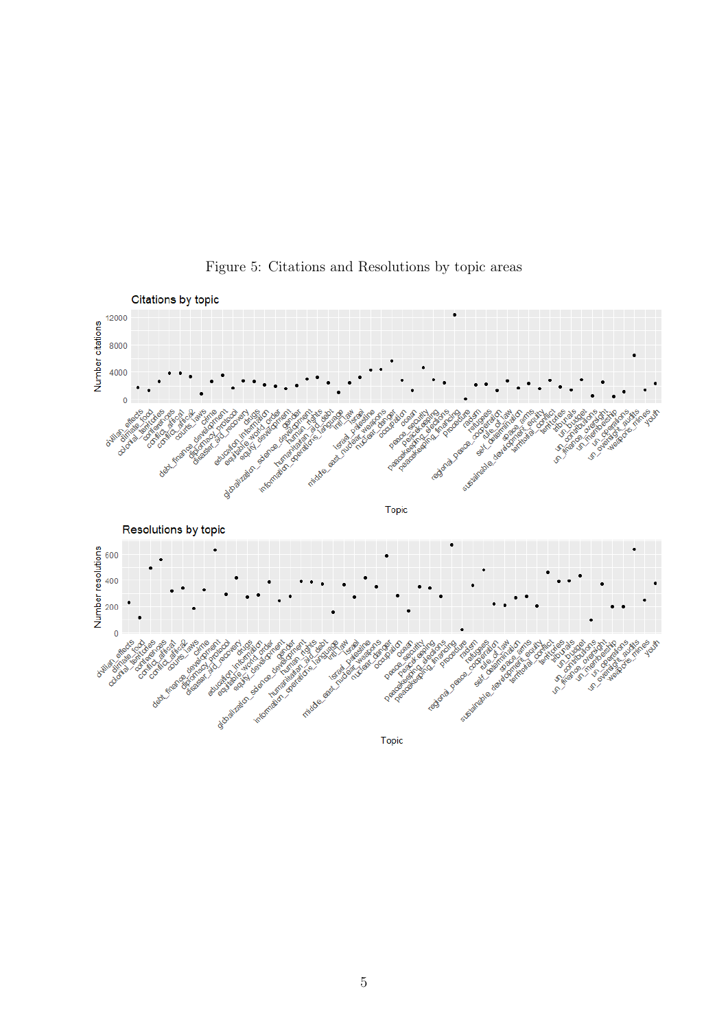Figure 5: Citations and Resolutions by topic areas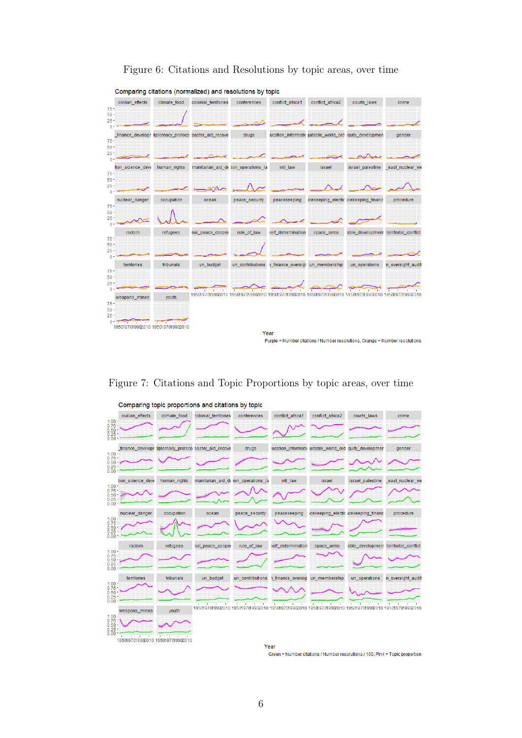Figure 6: Citations and Resolutions by topic areas, over time

Figure 7: Citations and Topic Proportions by topic areas, over time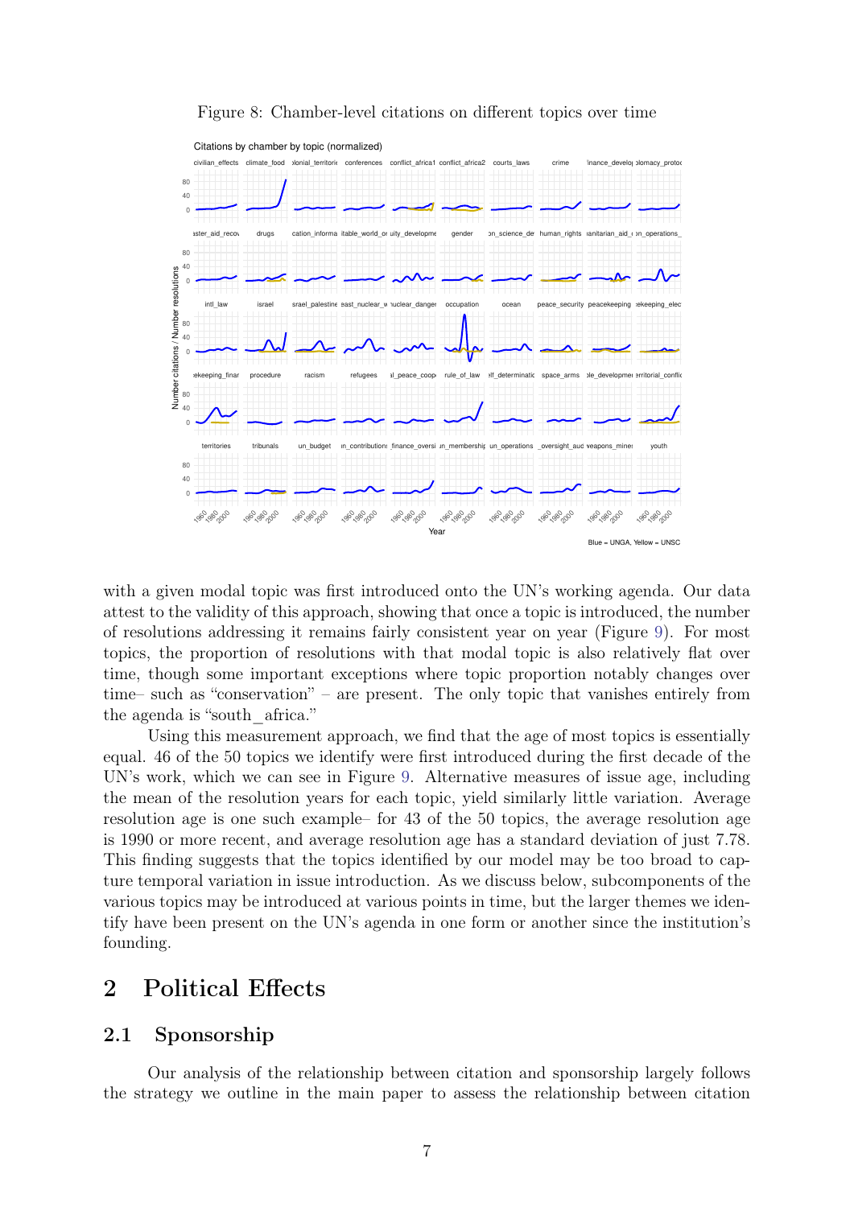Figure 8: Chamber-level citations on different topics over time

with a given modal topic was first introduced onto the UN's working agenda. Our data attest to the validity of this approach, showing that once a topic is introduced, the number of resolutions addressing it remains fairly consistent year on year (Figure 9). For most topics, the proportion of resolutions with that modal topic is also relatively flat over time, though some important exceptions where topic proportion notably changes over time– such as "conservation" – are present. The only topic that vanishes entirely from the agenda is "south_africa."

Using this measurement approach, we find that the age of most topics is essentially equal. 46 of the 50 topics we identify were first introduced during the first decade of the UN's work, which we can see in Figure 9. Alternative measures of issue age, including the mean of the resolution years for each topic, yield similarly little variation. Average resolution age is one such example– for 43 of the 50 topics, the average resolution age is 1990 or more recent, and average resolution age has a standard deviation of just 7.78. This finding suggests that the topics identified by our model may be too broad to capture temporal variation in issue introduction. As we discuss below, subcomponents of the various topics may be introduced at various points in time, but the larger themes we identify have been present on the UN's agenda in one form or another since the institution's founding.

## 2 Political Effects

### 2.1 Sponsorship

Our analysis of the relationship between citation and sponsorship largely follows the strategy we outline in the main paper to assess the relationship between citation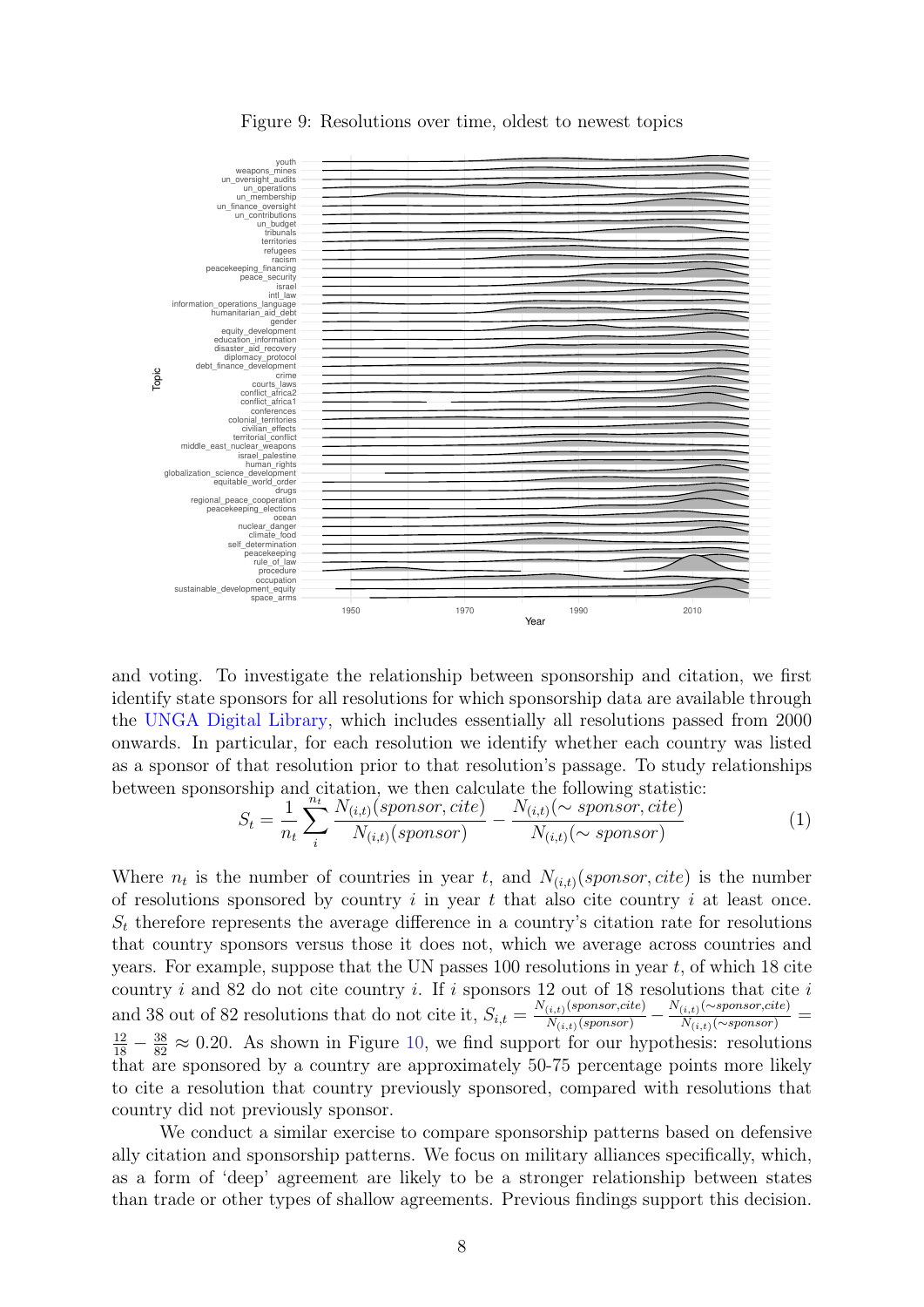Figure 9: Resolutions over time, oldest to newest topics

and voting. To investigate the relationship between sponsorship and citation, we first identify state sponsors for all resolutions for which sponsorship data are available through the UNGA Digital Library, which includes essentially all resolutions passed from 2000 onwards. In particular, for each resolution we identify whether each country was listed as a sponsor of that resolution prior to that resolution's passage. To study relationships between sponsorship and citation, we then calculate the following statistic:

$$S_t = \frac{1}{n_t} \sum_{i}^{n_t} \frac{N_{(i,t)}(sponsor, cite)}{N_{(i,t)}(sponsor)} - \frac{N_{(i,t)}(\sim sponsor, cite)}{N_{(i,t)}(\sim sponsor)} \tag{1}$$

Where $n_t$ is the number of countries in year $t$, and $N_{(i,t)}(sponsor, cite)$ is the number of resolutions sponsored by country $i$ in year $t$ that also cite country $i$ at least once. $S_t$ therefore represents the average difference in a country's citation rate for resolutions that country sponsors versus those it does not, which we average across countries and years. For example, suppose that the UN passes 100 resolutions in year $t$, of which 18 cite country $i$ and 82 do not cite country $i$. If $i$ sponsors 12 out of 18 resolutions that cite $i$ and 38 out of 82 resolutions that do not cite it, $S_{i,t} = \frac{N_{(i,t)}(sponsor,cite)}{N_{(i,t)}(sponsor)} - \frac{N_{(i,t)}(\sim sponsor,cite)}{N_{(i,t)}(\sim sponsor)} = \frac{12}{18} - \frac{38}{82} \approx 0.20$. As shown in Figure 10, we find support for our hypothesis: resolutions that are sponsored by a country are approximately 50-75 percentage points more likely to cite a resolution that country previously sponsored, compared with resolutions that country did not previously sponsor.

We conduct a similar exercise to compare sponsorship patterns based on defensive ally citation and sponsorship patterns. We focus on military alliances specifically, which, as a form of 'deep' agreement are likely to be a stronger relationship between states than trade or other types of shallow agreements. Previous findings support this decision.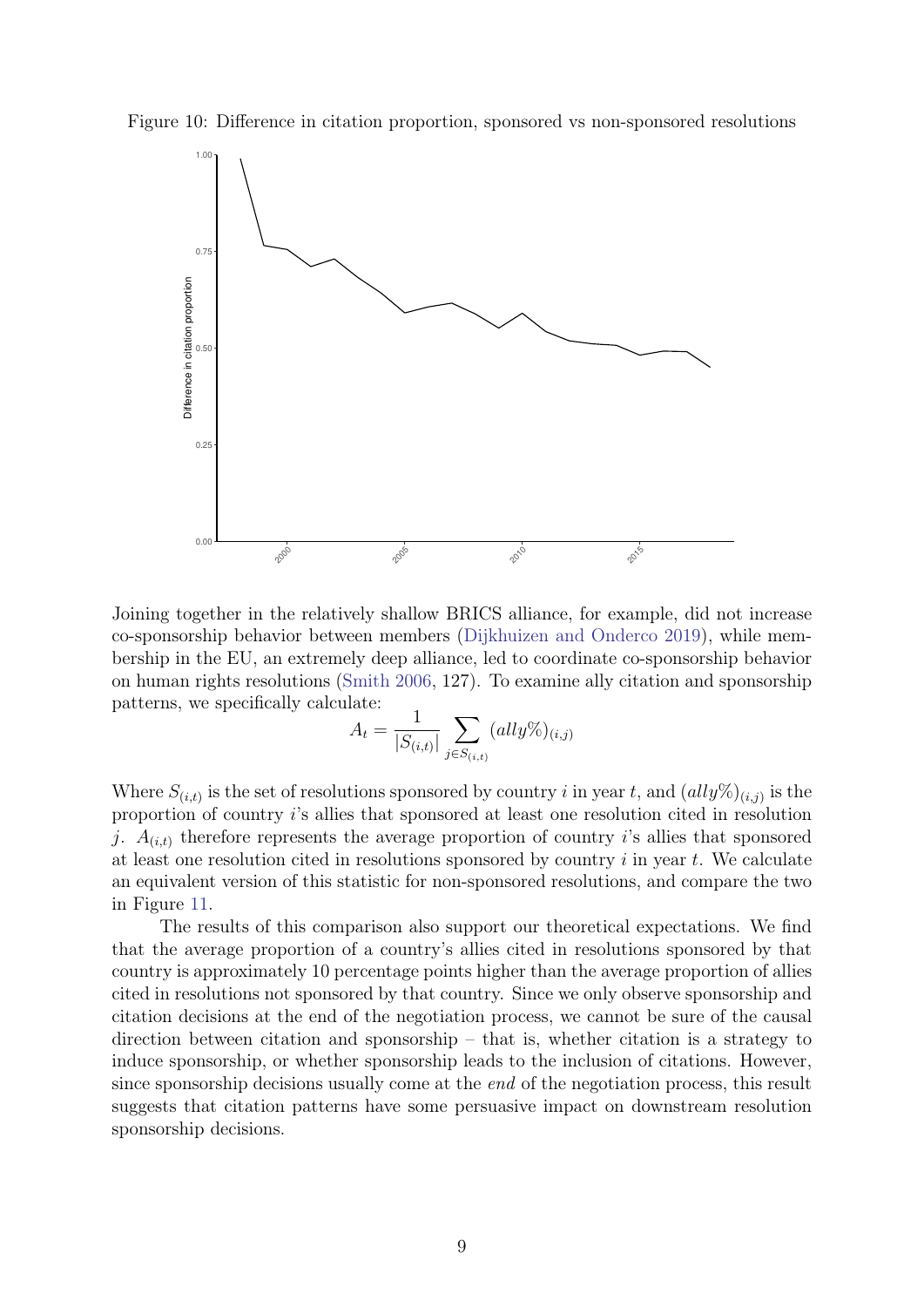Figure 10: Difference in citation proportion, sponsored vs non-sponsored resolutions

Joining together in the relatively shallow BRICS alliance, for example, did not increase co-sponsorship behavior between members (Dijkhuizen and Onderco 2019), while membership in the EU, an extremely deep alliance, led to coordinate co-sponsorship behavior on human rights resolutions (Smith 2006, 127). To examine ally citation and sponsorship patterns, we specifically calculate:

$$A_t = \frac{1}{|S_{(i,t)}|} \sum_{j \in S_{(i,t)}} (ally\%)_{(i,j)}$$

Where $S_{(i,t)}$ is the set of resolutions sponsored by country $i$ in year $t$, and $(ally\%)_{(i,j)}$ is the proportion of country $i$'s allies that sponsored at least one resolution cited in resolution $j$. $A_{(i,t)}$ therefore represents the average proportion of country $i$'s allies that sponsored at least one resolution cited in resolutions sponsored by country $i$ in year $t$. We calculate an equivalent version of this statistic for non-sponsored resolutions, and compare the two in Figure 11.

The results of this comparison also support our theoretical expectations. We find that the average proportion of a country's allies cited in resolutions sponsored by that country is approximately 10 percentage points higher than the average proportion of allies cited in resolutions not sponsored by that country. Since we only observe sponsorship and citation decisions at the end of the negotiation process, we cannot be sure of the causal direction between citation and sponsorship – that is, whether citation is a strategy to induce sponsorship, or whether sponsorship leads to the inclusion of citations. However, since sponsorship decisions usually come at the *end* of the negotiation process, this result suggests that citation patterns have some persuasive impact on downstream resolution sponsorship decisions.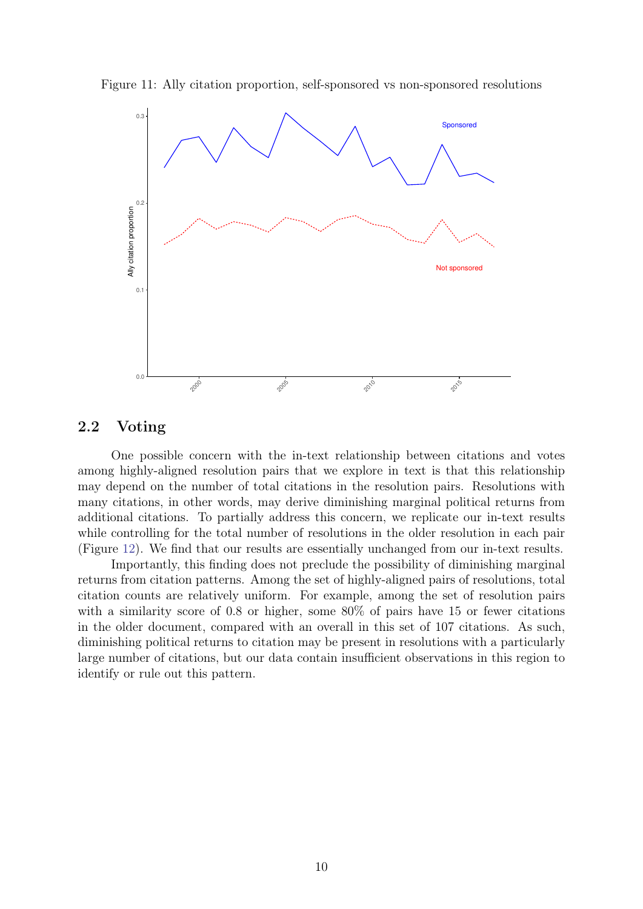Figure 11: Ally citation proportion, self-sponsored vs non-sponsored resolutions

## 2.2 Voting

One possible concern with the in-text relationship between citations and votes among highly-aligned resolution pairs that we explore in text is that this relationship may depend on the number of total citations in the resolution pairs. Resolutions with many citations, in other words, may derive diminishing marginal political returns from additional citations. To partially address this concern, we replicate our in-text results while controlling for the total number of resolutions in the older resolution in each pair (Figure 12). We find that our results are essentially unchanged from our in-text results.

Importantly, this finding does not preclude the possibility of diminishing marginal returns from citation patterns. Among the set of highly-aligned pairs of resolutions, total citation counts are relatively uniform. For example, among the set of resolution pairs with a similarity score of 0.8 or higher, some 80% of pairs have 15 or fewer citations in the older document, compared with an overall in this set of 107 citations. As such, diminishing political returns to citation may be present in resolutions with a particularly large number of citations, but our data contain insufficient observations in this region to identify or rule out this pattern.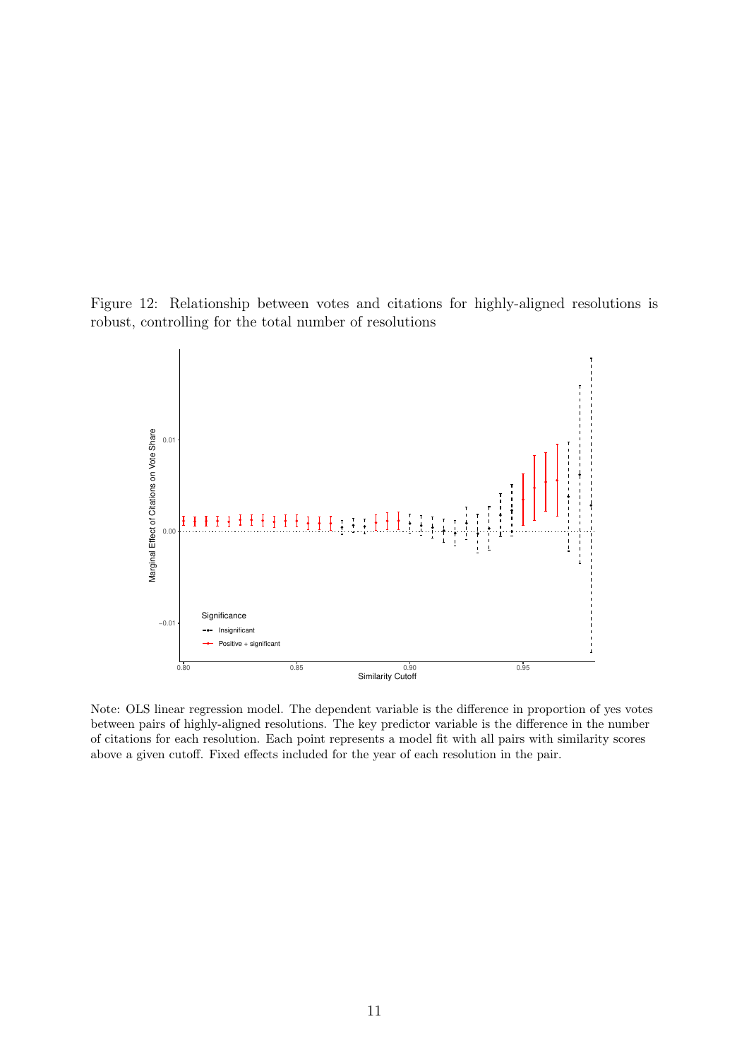Figure 12: Relationship between votes and citations for highly-aligned resolutions is robust, controlling for the total number of resolutions

Note: OLS linear regression model. The dependent variable is the difference in proportion of yes votes between pairs of highly-aligned resolutions. The key predictor variable is the difference in the number of citations for each resolution. Each point represents a model fit with all pairs with similarity scores above a given cutoff. Fixed effects included for the year of each resolution in the pair.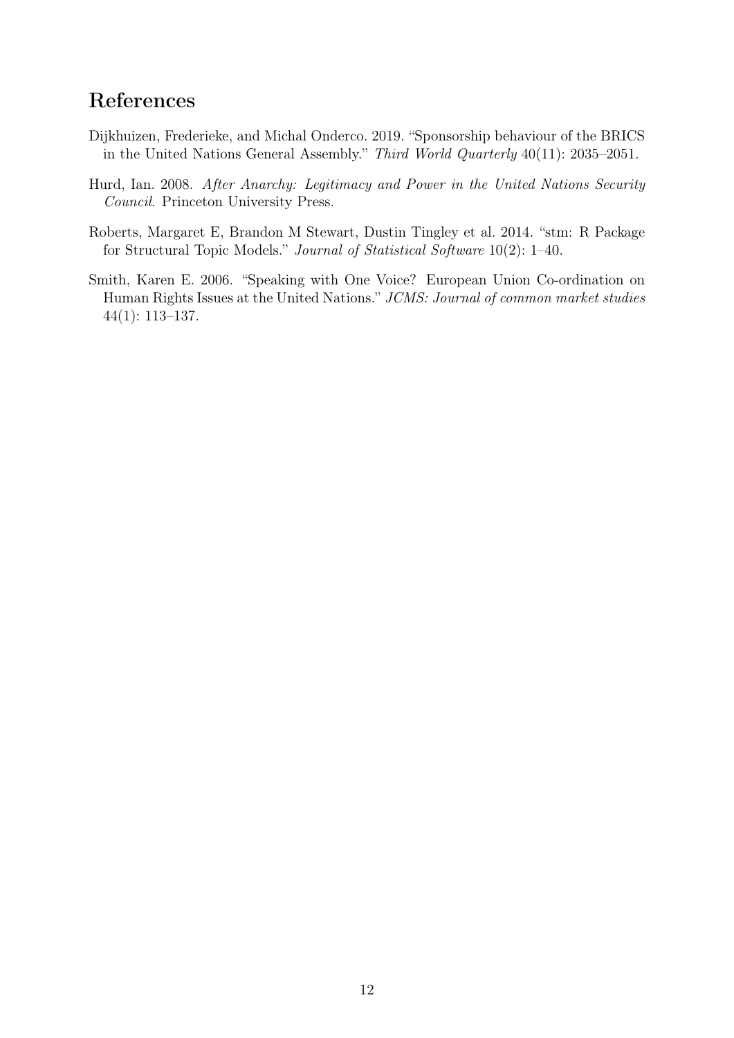## References

Dijkhuizen, Frederieke, and Michal Onderco. 2019. "Sponsorship behaviour of the BRICS in the United Nations General Assembly." *Third World Quarterly* 40(11): 2035–2051.

Hurd, Ian. 2008. *After Anarchy: Legitimacy and Power in the United Nations Security Council*. Princeton University Press.

Roberts, Margaret E, Brandon M Stewart, Dustin Tingley et al. 2014. "stm: R Package for Structural Topic Models." *Journal of Statistical Software* 10(2): 1–40.

Smith, Karen E. 2006. "Speaking with One Voice? European Union Co-ordination on Human Rights Issues at the United Nations." *JCMS: Journal of common market studies* 44(1): 113–137.